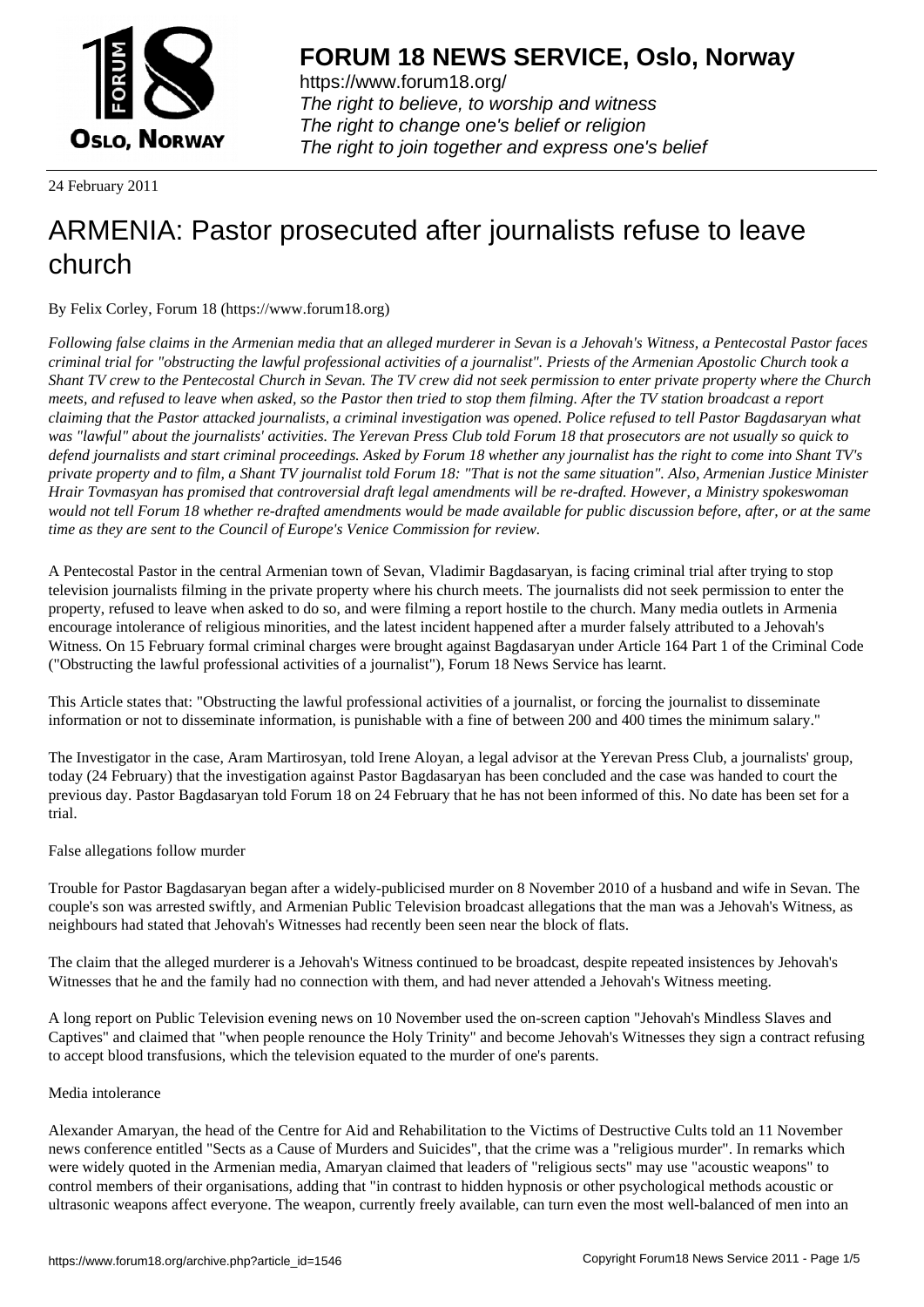# FORUM 18 NEWS SERVICE, Oslo, Norway

https://www.forum18.org/
*The right to believe, to worship and witness*
*The right to change one's belief or religion*
*The right to join together and express one's belief*

24 February 2011

# ARMENIA: Pastor prosecuted after journalists refuse to leave church

By Felix Corley, Forum 18 (https://www.forum18.org)

*Following false claims in the Armenian media that an alleged murderer in Sevan is a Jehovah's Witness, a Pentecostal Pastor faces criminal trial for "obstructing the lawful professional activities of a journalist". Priests of the Armenian Apostolic Church took a Shant TV crew to the Pentecostal Church in Sevan. The TV crew did not seek permission to enter private property where the Church meets, and refused to leave when asked, so the Pastor then tried to stop them filming. After the TV station broadcast a report claiming that the Pastor attacked journalists, a criminal investigation was opened. Police refused to tell Pastor Bagdasaryan what was "lawful" about the journalists' activities. The Yerevan Press Club told Forum 18 that prosecutors are not usually so quick to defend journalists and start criminal proceedings. Asked by Forum 18 whether any journalist has the right to come into Shant TV's private property and to film, a Shant TV journalist told Forum 18: "That is not the same situation". Also, Armenian Justice Minister Hrair Tovmasyan has promised that controversial draft legal amendments will be re-drafted. However, a Ministry spokeswoman would not tell Forum 18 whether re-drafted amendments would be made available for public discussion before, after, or at the same time as they are sent to the Council of Europe's Venice Commission for review.*

A Pentecostal Pastor in the central Armenian town of Sevan, Vladimir Bagdasaryan, is facing criminal trial after trying to stop television journalists filming in the private property where his church meets. The journalists did not seek permission to enter the property, refused to leave when asked to do so, and were filming a report hostile to the church. Many media outlets in Armenia encourage intolerance of religious minorities, and the latest incident happened after a murder falsely attributed to a Jehovah's Witness. On 15 February formal criminal charges were brought against Bagdasaryan under Article 164 Part 1 of the Criminal Code ("Obstructing the lawful professional activities of a journalist"), Forum 18 News Service has learnt.

This Article states that: "Obstructing the lawful professional activities of a journalist, or forcing the journalist to disseminate information or not to disseminate information, is punishable with a fine of between 200 and 400 times the minimum salary."

The Investigator in the case, Aram Martirosyan, told Irene Aloyan, a legal advisor at the Yerevan Press Club, a journalists' group, today (24 February) that the investigation against Pastor Bagdasaryan has been concluded and the case was handed to court the previous day. Pastor Bagdasaryan told Forum 18 on 24 February that he has not been informed of this. No date has been set for a trial.

## False allegations follow murder

Trouble for Pastor Bagdasaryan began after a widely-publicised murder on 8 November 2010 of a husband and wife in Sevan. The couple's son was arrested swiftly, and Armenian Public Television broadcast allegations that the man was a Jehovah's Witness, as neighbours had stated that Jehovah's Witnesses had recently been seen near the block of flats.

The claim that the alleged murderer is a Jehovah's Witness continued to be broadcast, despite repeated insistences by Jehovah's Witnesses that he and the family had no connection with them, and had never attended a Jehovah's Witness meeting.

A long report on Public Television evening news on 10 November used the on-screen caption "Jehovah's Mindless Slaves and Captives" and claimed that "when people renounce the Holy Trinity" and become Jehovah's Witnesses they sign a contract refusing to accept blood transfusions, which the television equated to the murder of one's parents.

## Media intolerance

Alexander Amaryan, the head of the Centre for Aid and Rehabilitation to the Victims of Destructive Cults told an 11 November news conference entitled "Sects as a Cause of Murders and Suicides", that the crime was a "religious murder". In remarks which were widely quoted in the Armenian media, Amaryan claimed that leaders of "religious sects" may use "acoustic weapons" to control members of their organisations, adding that "in contrast to hidden hypnosis or other psychological methods acoustic or ultrasonic weapons affect everyone. The weapon, currently freely available, can turn even the most well-balanced of men into an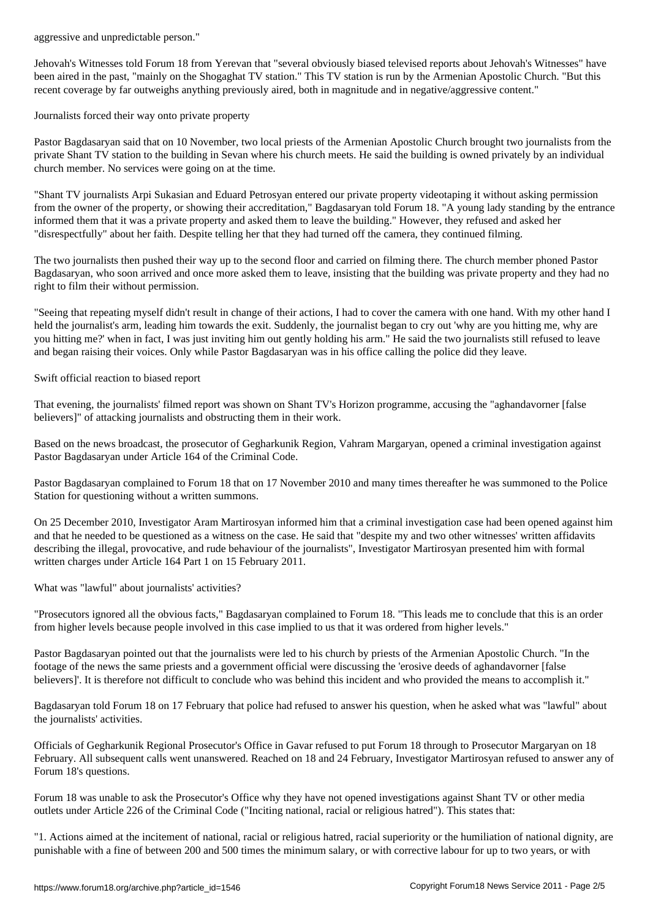aggressive and unpredictable person."

Jehovah's Witnesses told Forum 18 from Yerevan that "several obviously biased televised reports about Jehovah's Witnesses" have been aired in the past, "mainly on the Shogaghat TV station." This TV station is run by the Armenian Apostolic Church. "But this recent coverage by far outweighs anything previously aired, both in magnitude and in negative/aggressive content."

Journalists forced their way onto private property

Pastor Bagdasaryan said that on 10 November, two local priests of the Armenian Apostolic Church brought two journalists from the private Shant TV station to the building in Sevan where his church meets. He said the building is owned privately by an individual church member. No services were going on at the time.

"Shant TV journalists Arpi Sukasian and Eduard Petrosyan entered our private property videotaping it without asking permission from the owner of the property, or showing their accreditation," Bagdasaryan told Forum 18. "A young lady standing by the entrance informed them that it was a private property and asked them to leave the building." However, they refused and asked her "disrespectfully" about her faith. Despite telling her that they had turned off the camera, they continued filming.

The two journalists then pushed their way up to the second floor and carried on filming there. The church member phoned Pastor Bagdasaryan, who soon arrived and once more asked them to leave, insisting that the building was private property and they had no right to film their without permission.

"Seeing that repeating myself didn't result in change of their actions, I had to cover the camera with one hand. With my other hand I held the journalist's arm, leading him towards the exit. Suddenly, the journalist began to cry out 'why are you hitting me, why are you hitting me?' when in fact, I was just inviting him out gently holding his arm." He said the two journalists still refused to leave and began raising their voices. Only while Pastor Bagdasaryan was in his office calling the police did they leave.

Swift official reaction to biased report

That evening, the journalists' filmed report was shown on Shant TV's Horizon programme, accusing the "aghandavorner [false believers]" of attacking journalists and obstructing them in their work.

Based on the news broadcast, the prosecutor of Gegharkunik Region, Vahram Margaryan, opened a criminal investigation against Pastor Bagdasaryan under Article 164 of the Criminal Code.

Pastor Bagdasaryan complained to Forum 18 that on 17 November 2010 and many times thereafter he was summoned to the Police Station for questioning without a written summons.

On 25 December 2010, Investigator Aram Martirosyan informed him that a criminal investigation case had been opened against him and that he needed to be questioned as a witness on the case. He said that "despite my and two other witnesses' written affidavits describing the illegal, provocative, and rude behaviour of the journalists", Investigator Martirosyan presented him with formal written charges under Article 164 Part 1 on 15 February 2011.

What was "lawful" about journalists' activities?

"Prosecutors ignored all the obvious facts," Bagdasaryan complained to Forum 18. "This leads me to conclude that this is an order from higher levels because people involved in this case implied to us that it was ordered from higher levels."

Pastor Bagdasaryan pointed out that the journalists were led to his church by priests of the Armenian Apostolic Church. "In the footage of the news the same priests and a government official were discussing the 'erosive deeds of aghandavorner [false believers]'. It is therefore not difficult to conclude who was behind this incident and who provided the means to accomplish it."

Bagdasaryan told Forum 18 on 17 February that police had refused to answer his question, when he asked what was "lawful" about the journalists' activities.

Officials of Gegharkunik Regional Prosecutor's Office in Gavar refused to put Forum 18 through to Prosecutor Margaryan on 18 February. All subsequent calls went unanswered. Reached on 18 and 24 February, Investigator Martirosyan refused to answer any of Forum 18's questions.

Forum 18 was unable to ask the Prosecutor's Office why they have not opened investigations against Shant TV or other media outlets under Article 226 of the Criminal Code ("Inciting national, racial or religious hatred"). This states that:

"1. Actions aimed at the incitement of national, racial or religious hatred, racial superiority or the humiliation of national dignity, are punishable with a fine of between 200 and 500 times the minimum salary, or with corrective labour for up to two years, or with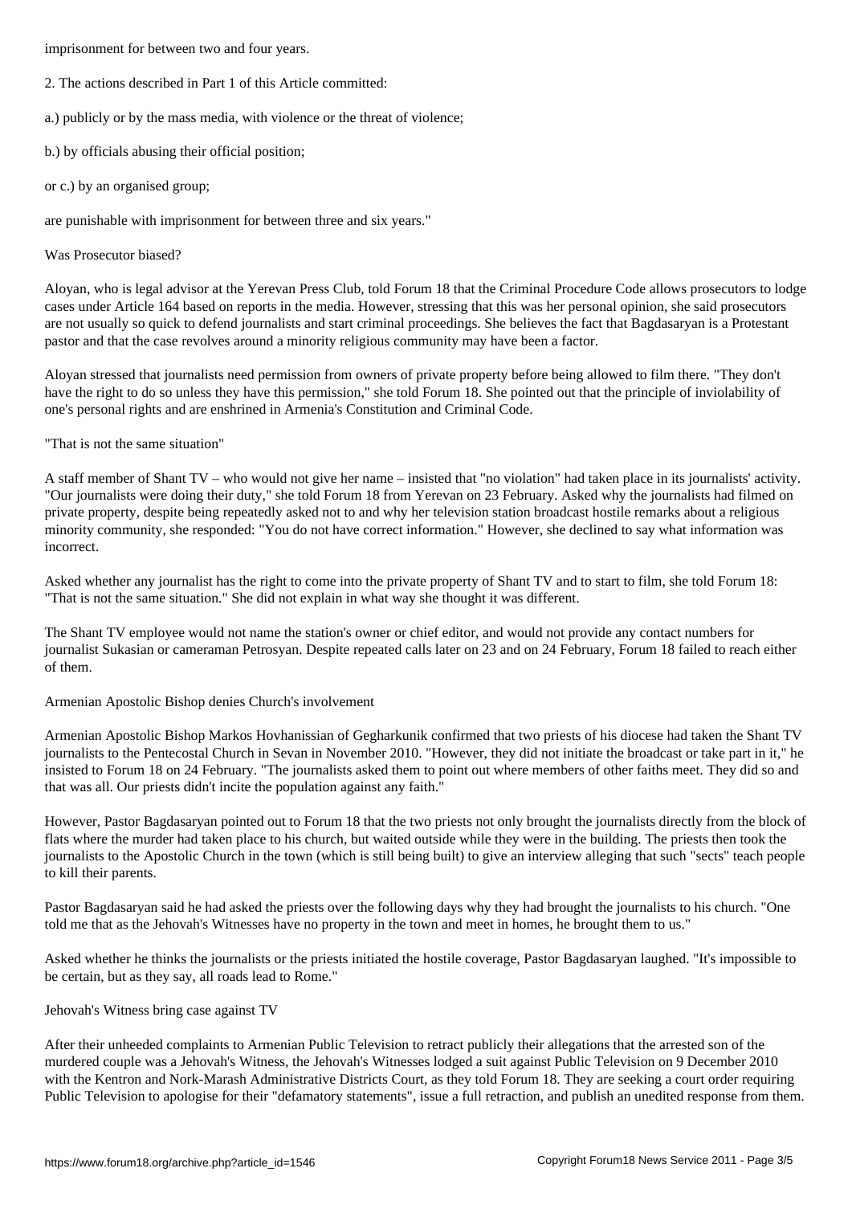imprisonment for between two and four years.

2. The actions described in Part 1 of this Article committed:

a.) publicly or by the mass media, with violence or the threat of violence;

b.) by officials abusing their official position;

or c.) by an organised group;

are punishable with imprisonment for between three and six years."

## Was Prosecutor biased?

Aloyan, who is legal advisor at the Yerevan Press Club, told Forum 18 that the Criminal Procedure Code allows prosecutors to lodge cases under Article 164 based on reports in the media. However, stressing that this was her personal opinion, she said prosecutors are not usually so quick to defend journalists and start criminal proceedings. She believes the fact that Bagdasaryan is a Protestant pastor and that the case revolves around a minority religious community may have been a factor.

Aloyan stressed that journalists need permission from owners of private property before being allowed to film there. "They don't have the right to do so unless they have this permission," she told Forum 18. She pointed out that the principle of inviolability of one's personal rights and are enshrined in Armenia's Constitution and Criminal Code.

## "That is not the same situation"

A staff member of Shant TV – who would not give her name – insisted that "no violation" had taken place in its journalists' activity. "Our journalists were doing their duty," she told Forum 18 from Yerevan on 23 February. Asked why the journalists had filmed on private property, despite being repeatedly asked not to and why her television station broadcast hostile remarks about a religious minority community, she responded: "You do not have correct information." However, she declined to say what information was incorrect.

Asked whether any journalist has the right to come into the private property of Shant TV and to start to film, she told Forum 18: "That is not the same situation." She did not explain in what way she thought it was different.

The Shant TV employee would not name the station's owner or chief editor, and would not provide any contact numbers for journalist Sukasian or cameraman Petrosyan. Despite repeated calls later on 23 and on 24 February, Forum 18 failed to reach either of them.

## Armenian Apostolic Bishop denies Church's involvement

Armenian Apostolic Bishop Markos Hovhanissian of Gegharkunik confirmed that two priests of his diocese had taken the Shant TV journalists to the Pentecostal Church in Sevan in November 2010. "However, they did not initiate the broadcast or take part in it," he insisted to Forum 18 on 24 February. "The journalists asked them to point out where members of other faiths meet. They did so and that was all. Our priests didn't incite the population against any faith."

However, Pastor Bagdasaryan pointed out to Forum 18 that the two priests not only brought the journalists directly from the block of flats where the murder had taken place to his church, but waited outside while they were in the building. The priests then took the journalists to the Apostolic Church in the town (which is still being built) to give an interview alleging that such "sects" teach people to kill their parents.

Pastor Bagdasaryan said he had asked the priests over the following days why they had brought the journalists to his church. "One told me that as the Jehovah's Witnesses have no property in the town and meet in homes, he brought them to us."

Asked whether he thinks the journalists or the priests initiated the hostile coverage, Pastor Bagdasaryan laughed. "It's impossible to be certain, but as they say, all roads lead to Rome."

## Jehovah's Witness bring case against TV

After their unheeded complaints to Armenian Public Television to retract publicly their allegations that the arrested son of the murdered couple was a Jehovah's Witness, the Jehovah's Witnesses lodged a suit against Public Television on 9 December 2010 with the Kentron and Nork-Marash Administrative Districts Court, as they told Forum 18. They are seeking a court order requiring Public Television to apologise for their "defamatory statements", issue a full retraction, and publish an unedited response from them.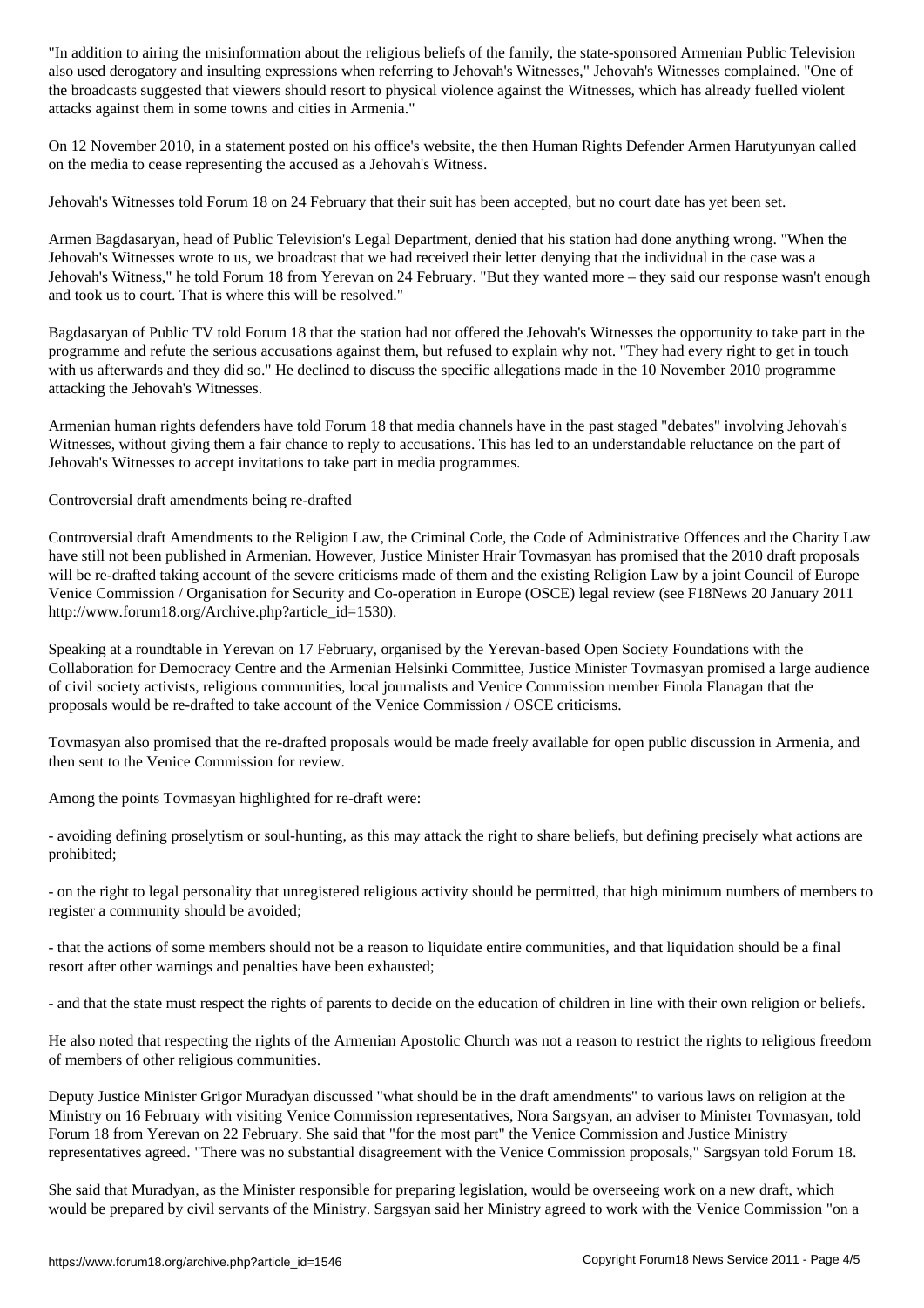"In addition to airing the misinformation about the religious beliefs of the family, the state-sponsored Armenian Public Television also used derogatory and insulting expressions when referring to Jehovah's Witnesses," Jehovah's Witnesses complained. "One of the broadcasts suggested that viewers should resort to physical violence against the Witnesses, which has already fuelled violent attacks against them in some towns and cities in Armenia."

On 12 November 2010, in a statement posted on his office's website, the then Human Rights Defender Armen Harutyunyan called on the media to cease representing the accused as a Jehovah's Witness.

Jehovah's Witnesses told Forum 18 on 24 February that their suit has been accepted, but no court date has yet been set.

Armen Bagdasaryan, head of Public Television's Legal Department, denied that his station had done anything wrong. "When the Jehovah's Witnesses wrote to us, we broadcast that we had received their letter denying that the individual in the case was a Jehovah's Witness," he told Forum 18 from Yerevan on 24 February. "But they wanted more – they said our response wasn't enough and took us to court. That is where this will be resolved."

Bagdasaryan of Public TV told Forum 18 that the station had not offered the Jehovah's Witnesses the opportunity to take part in the programme and refute the serious accusations against them, but refused to explain why not. "They had every right to get in touch with us afterwards and they did so." He declined to discuss the specific allegations made in the 10 November 2010 programme attacking the Jehovah's Witnesses.

Armenian human rights defenders have told Forum 18 that media channels have in the past staged "debates" involving Jehovah's Witnesses, without giving them a fair chance to reply to accusations. This has led to an understandable reluctance on the part of Jehovah's Witnesses to accept invitations to take part in media programmes.

Controversial draft amendments being re-drafted

Controversial draft Amendments to the Religion Law, the Criminal Code, the Code of Administrative Offences and the Charity Law have still not been published in Armenian. However, Justice Minister Hrair Tovmasyan has promised that the 2010 draft proposals will be re-drafted taking account of the severe criticisms made of them and the existing Religion Law by a joint Council of Europe Venice Commission / Organisation for Security and Co-operation in Europe (OSCE) legal review (see F18News 20 January 2011 http://www.forum18.org/Archive.php?article_id=1530).

Speaking at a roundtable in Yerevan on 17 February, organised by the Yerevan-based Open Society Foundations with the Collaboration for Democracy Centre and the Armenian Helsinki Committee, Justice Minister Tovmasyan promised a large audience of civil society activists, religious communities, local journalists and Venice Commission member Finola Flanagan that the proposals would be re-drafted to take account of the Venice Commission / OSCE criticisms.

Tovmasyan also promised that the re-drafted proposals would be made freely available for open public discussion in Armenia, and then sent to the Venice Commission for review.

Among the points Tovmasyan highlighted for re-draft were:

- avoiding defining proselytism or soul-hunting, as this may attack the right to share beliefs, but defining precisely what actions are prohibited;

- on the right to legal personality that unregistered religious activity should be permitted, that high minimum numbers of members to register a community should be avoided;

- that the actions of some members should not be a reason to liquidate entire communities, and that liquidation should be a final resort after other warnings and penalties have been exhausted;

- and that the state must respect the rights of parents to decide on the education of children in line with their own religion or beliefs.

He also noted that respecting the rights of the Armenian Apostolic Church was not a reason to restrict the rights to religious freedom of members of other religious communities.

Deputy Justice Minister Grigor Muradyan discussed "what should be in the draft amendments" to various laws on religion at the Ministry on 16 February with visiting Venice Commission representatives, Nora Sargsyan, an adviser to Minister Tovmasyan, told Forum 18 from Yerevan on 22 February. She said that "for the most part" the Venice Commission and Justice Ministry representatives agreed. "There was no substantial disagreement with the Venice Commission proposals," Sargsyan told Forum 18.

She said that Muradyan, as the Minister responsible for preparing legislation, would be overseeing work on a new draft, which would be prepared by civil servants of the Ministry. Sargsyan said her Ministry agreed to work with the Venice Commission "on a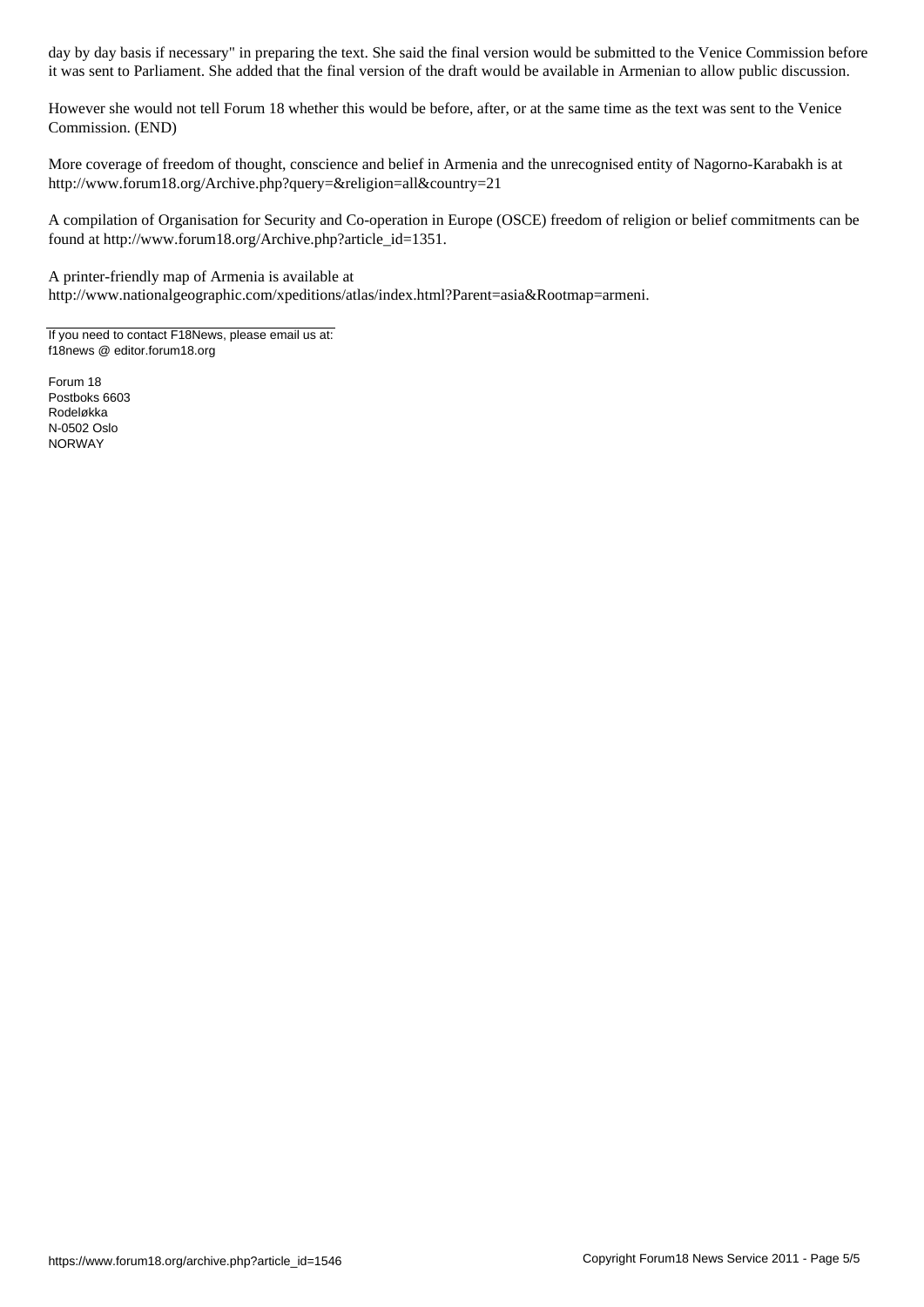day by day basis if necessary" in preparing the text. She said the final version would be submitted to the Venice Commission before it was sent to Parliament. She added that the final version of the draft would be available in Armenian to allow public discussion.

However she would not tell Forum 18 whether this would be before, after, or at the same time as the text was sent to the Venice Commission. (END)

More coverage of freedom of thought, conscience and belief in Armenia and the unrecognised entity of Nagorno-Karabakh is at http://www.forum18.org/Archive.php?query=&religion=all&country=21

A compilation of Organisation for Security and Co-operation in Europe (OSCE) freedom of religion or belief commitments can be found at http://www.forum18.org/Archive.php?article_id=1351.

A printer-friendly map of Armenia is available at http://www.nationalgeographic.com/xpeditions/atlas/index.html?Parent=asia&Rootmap=armeni.

---

If you need to contact F18News, please email us at:
f18news @ editor.forum18.org

Forum 18
Postboks 6603
Rodeløkka
N-0502 Oslo
NORWAY